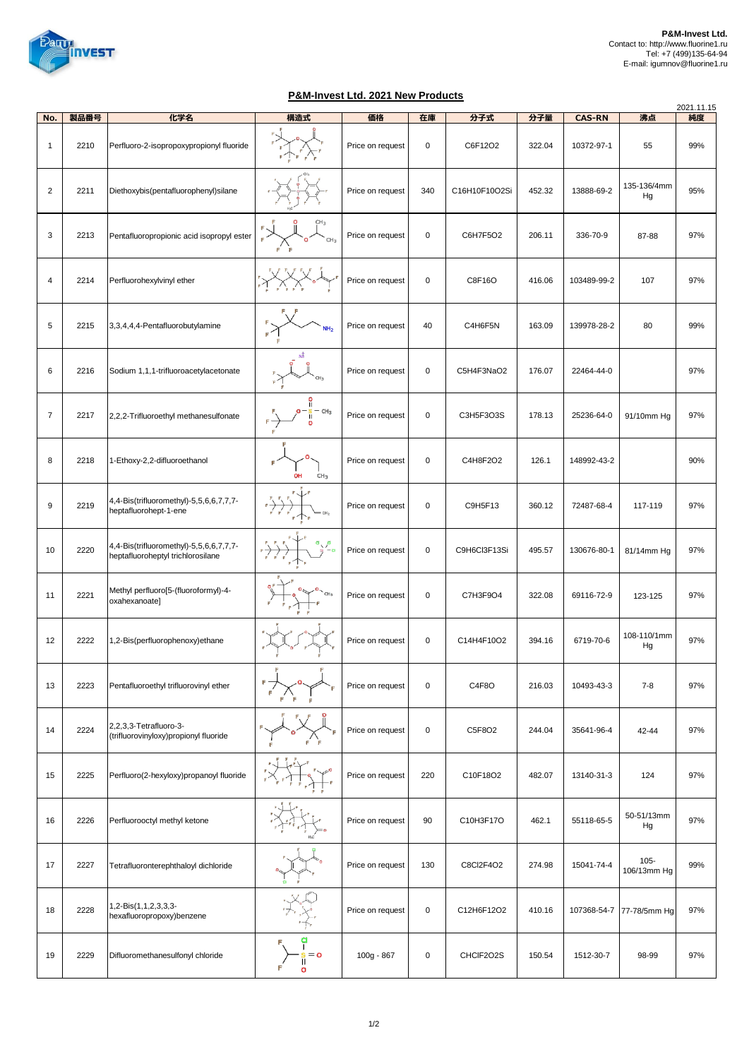**P&M-Invest Ltd.**
Contact to: http://www.fluorine1.ru
Tel: +7 (499)135-64-94
E-mail: igumnov@fluorine1.ru

## P&M-Invest Ltd. 2021 New Products

2021.11.15

| No. | 製品番号 | 化学名 | 構造式 | 価格 | 在庫 | 分子式 | 分子量 | CAS-RN | 沸点 | 純度 |
|---|---|---|---|---|---|---|---|---|---|---|
| 1 | 2210 | Perfluoro-2-isopropoxypropionyl fluoride | | Price on request | 0 | C6F12O2 | 322.04 | 10372-97-1 | 55 | 99% |
| 2 | 2211 | Diethoxybis(pentafluorophenyl)silane | | Price on request | 340 | C16H10F10O2Si | 452.32 | 13888-69-2 | 135-136/4mm Hg | 95% |
| 3 | 2213 | Pentafluoropropionic acid isopropyl ester | | Price on request | 0 | C6H7F5O2 | 206.11 | 336-70-9 | 87-88 | 97% |
| 4 | 2214 | Perfluorohexylvinyl ether | | Price on request | 0 | C8F16O | 416.06 | 103489-99-2 | 107 | 97% |
| 5 | 2215 | 3,3,4,4,4-Pentafluorobutylamine | | Price on request | 40 | C4H6F5N | 163.09 | 139978-28-2 | 80 | 99% |
| 6 | 2216 | Sodium 1,1,1-trifluoroacetylacetonate | | Price on request | 0 | C5H4F3NaO2 | 176.07 | 22464-44-0 | | 97% |
| 7 | 2217 | 2,2,2-Trifluoroethyl methanesulfonate | | Price on request | 0 | C3H5F3O3S | 178.13 | 25236-64-0 | 91/10mm Hg | 97% |
| 8 | 2218 | 1-Ethoxy-2,2-difluoroethanol | | Price on request | 0 | C4H8F2O2 | 126.1 | 148992-43-2 | | 90% |
| 9 | 2219 | 4,4-Bis(trifluoromethyl)-5,5,6,6,7,7,7-heptafluorohept-1-ene | | Price on request | 0 | C9H5F13 | 360.12 | 72487-68-4 | 117-119 | 97% |
| 10 | 2220 | 4,4-Bis(trifluoromethyl)-5,5,6,6,7,7,7-heptafluoroheptyl trichlorosilane | | Price on request | 0 | C9H6Cl3F13Si | 495.57 | 130676-80-1 | 81/14mm Hg | 97% |
| 11 | 2221 | Methyl perfluoro[5-(fluoroformyl)-4-oxahexanoate] | | Price on request | 0 | C7H3F9O4 | 322.08 | 69116-72-9 | 123-125 | 97% |
| 12 | 2222 | 1,2-Bis(perfluorophenoxy)ethane | | Price on request | 0 | C14H4F10O2 | 394.16 | 6719-70-6 | 108-110/1mm Hg | 97% |
| 13 | 2223 | Pentafluoroethyl trifluorovinyl ether | | Price on request | 0 | C4F8O | 216.03 | 10493-43-3 | 7-8 | 97% |
| 14 | 2224 | 2,2,3,3-Tetrafluoro-3-(trifluorovinyloxy)propionyl fluoride | | Price on request | 0 | C5F8O2 | 244.04 | 35641-96-4 | 42-44 | 97% |
| 15 | 2225 | Perfluoro(2-hexyloxy)propanoyl fluoride | | Price on request | 220 | C10F18O2 | 482.07 | 13140-31-3 | 124 | 97% |
| 16 | 2226 | Perfluorooctyl methyl ketone | | Price on request | 90 | C10H3F17O | 462.1 | 55118-65-5 | 50-51/13mm Hg | 97% |
| 17 | 2227 | Tetrafluoronterephthaloyl dichloride | | Price on request | 130 | C8Cl2F4O2 | 274.98 | 15041-74-4 | 105-106/13mm Hg | 99% |
| 18 | 2228 | 1,2-Bis(1,1,2,3,3,3-hexafluoropropoxy)benzene | | Price on request | 0 | C12H6F12O2 | 410.16 | 107368-54-7 | 77-78/5mm Hg | 97% |
| 19 | 2229 | Difluoromethanesulfonyl chloride | | 100g - 867 | 0 | CHClF2O2S | 150.54 | 1512-30-7 | 98-99 | 97% |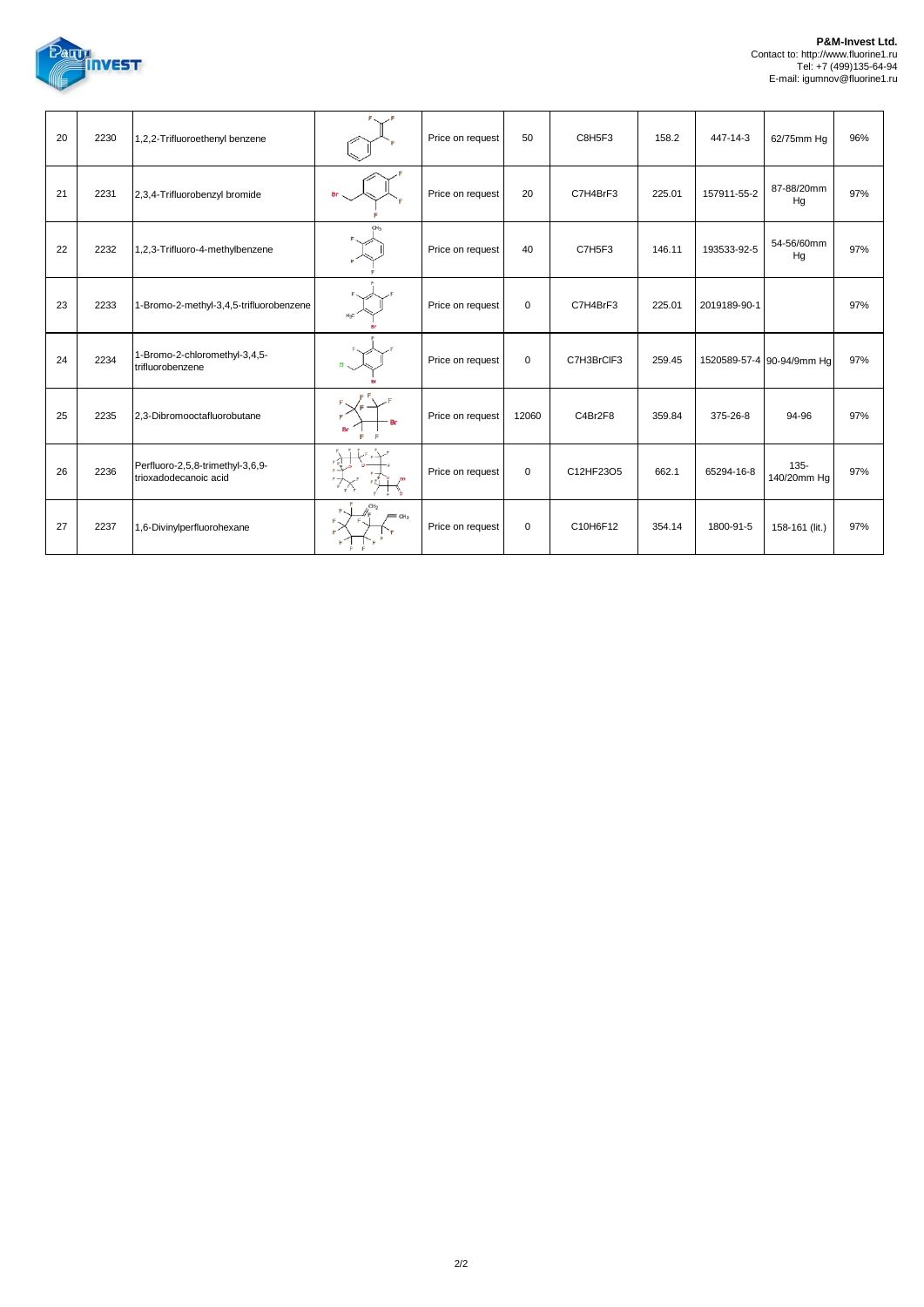**P&M-Invest Ltd.**
Contact to: http://www.fluorine1.ru
Tel: +7 (499)135-64-94
E-mail: igumnov@fluorine1.ru

| | | | | | | | | | | |
|---|---|---|---|---|---|---|---|---|---|---|
| 20 | 2230 | 1,2,2-Trifluoroethenyl benzene | | Price on request | 50 | C8H5F3 | 158.2 | 447-14-3 | 62/75mm Hg | 96% |
| 21 | 2231 | 2,3,4-Trifluorobenzyl bromide | | Price on request | 20 | C7H4BrF3 | 225.01 | 157911-55-2 | 87-88/20mm Hg | 97% |
| 22 | 2232 | 1,2,3-Trifluoro-4-methylbenzene | | Price on request | 40 | C7H5F3 | 146.11 | 193533-92-5 | 54-56/60mm Hg | 97% |
| 23 | 2233 | 1-Bromo-2-methyl-3,4,5-trifluorobenzene | | Price on request | 0 | C7H4BrF3 | 225.01 | 2019189-90-1 | | 97% |
| 24 | 2234 | 1-Bromo-2-chloromethyl-3,4,5-trifluorobenzene | | Price on request | 0 | C7H3BrClF3 | 259.45 | 1520589-57-4 | 90-94/9mm Hg | 97% |
| 25 | 2235 | 2,3-Dibromooctafluorobutane | | Price on request | 12060 | C4Br2F8 | 359.84 | 375-26-8 | 94-96 | 97% |
| 26 | 2236 | Perfluoro-2,5,8-trimethyl-3,6,9-trioxadodecanoic acid | | Price on request | 0 | C12HF23O5 | 662.1 | 65294-16-8 | 135-140/20mm Hg | 97% |
| 27 | 2237 | 1,6-Divinylperfluorohexane | | Price on request | 0 | C10H6F12 | 354.14 | 1800-91-5 | 158-161 (lit.) | 97% |